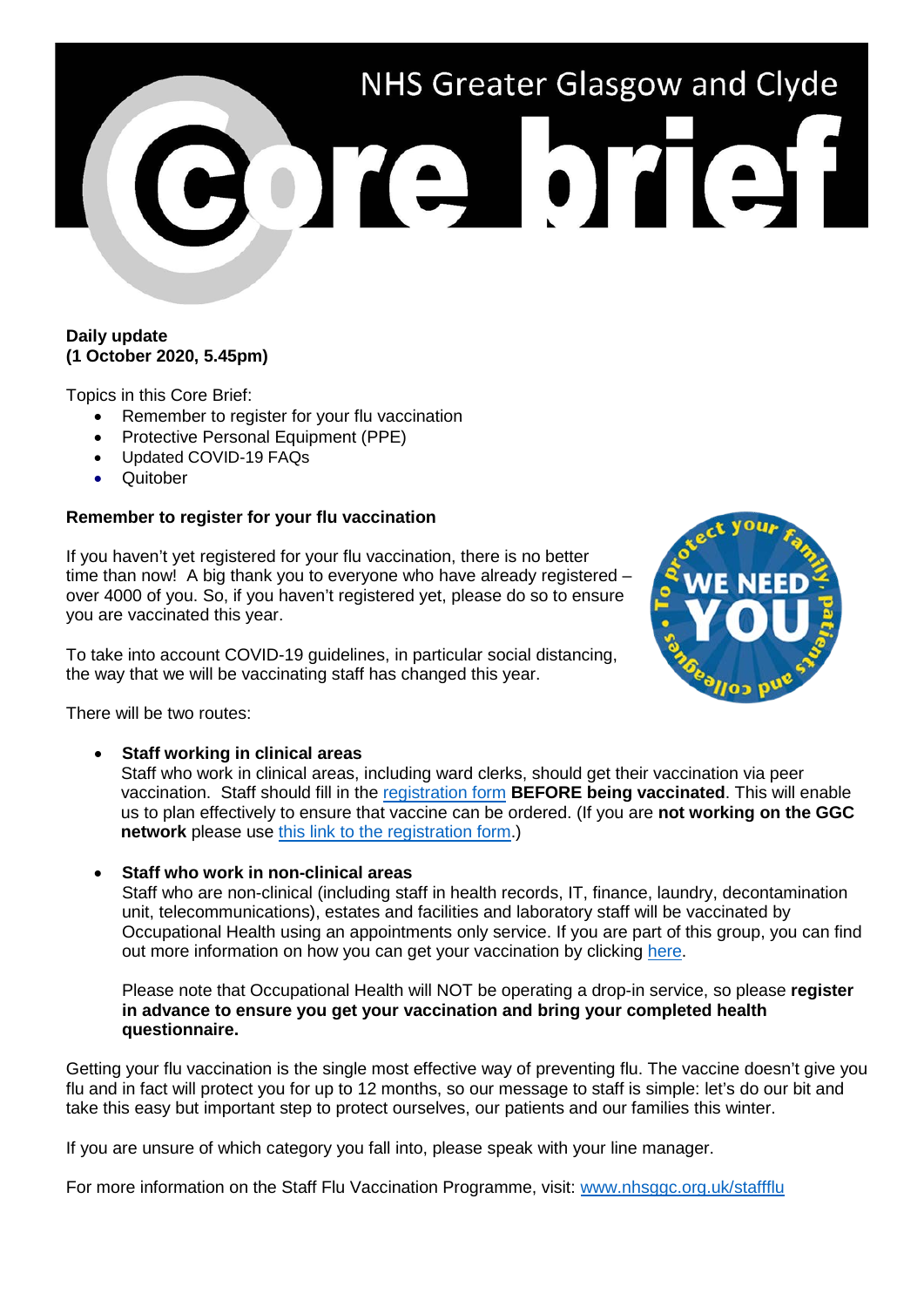# NHS Greater Glasgow and Clyde Core brief

**Daily update**
**(1 October 2020, 5.45pm)**

Topics in this Core Brief:

- Remember to register for your flu vaccination
- Protective Personal Equipment (PPE)
- Updated COVID-19 FAQs
- Quitober

## Remember to register for your flu vaccination

If you haven't yet registered for your flu vaccination, there is no better time than now! A big thank you to everyone who have already registered – over 4000 of you. So, if you haven't registered yet, please do so to ensure you are vaccinated this year.

To take into account COVID-19 guidelines, in particular social distancing, the way that we will be vaccinating staff has changed this year.

There will be two routes:

- **Staff working in clinical areas**
  Staff who work in clinical areas, including ward clerks, should get their vaccination via peer vaccination. Staff should fill in the registration form **BEFORE being vaccinated**. This will enable us to plan effectively to ensure that vaccine can be ordered. (If you are **not working on the GGC network** please use this link to the registration form.)

- **Staff who work in non-clinical areas**
  Staff who are non-clinical (including staff in health records, IT, finance, laundry, decontamination unit, telecommunications), estates and facilities and laboratory staff will be vaccinated by Occupational Health using an appointments only service. If you are part of this group, you can find out more information on how you can get your vaccination by clicking here.

  Please note that Occupational Health will NOT be operating a drop-in service, so please **register in advance to ensure you get your vaccination and bring your completed health questionnaire.**

Getting your flu vaccination is the single most effective way of preventing flu. The vaccine doesn't give you flu and in fact will protect you for up to 12 months, so our message to staff is simple: let's do our bit and take this easy but important step to protect ourselves, our patients and our families this winter.

If you are unsure of which category you fall into, please speak with your line manager.

For more information on the Staff Flu Vaccination Programme, visit: www.nhsggc.org.uk/staffflu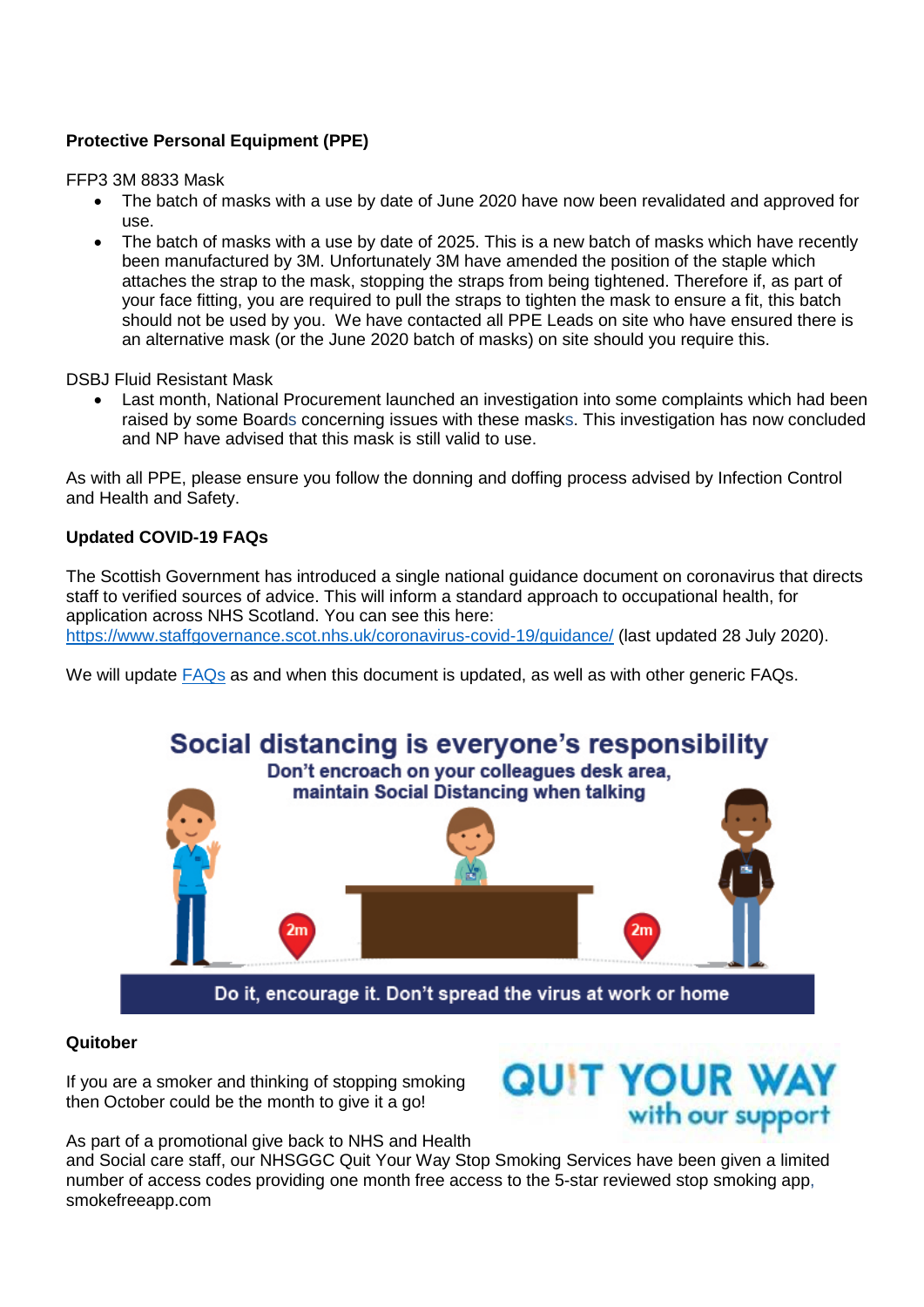**Protective Personal Equipment (PPE)**

FFP3 3M 8833 Mask

- The batch of masks with a use by date of June 2020 have now been revalidated and approved for use.
- The batch of masks with a use by date of 2025. This is a new batch of masks which have recently been manufactured by 3M. Unfortunately 3M have amended the position of the staple which attaches the strap to the mask, stopping the straps from being tightened. Therefore if, as part of your face fitting, you are required to pull the straps to tighten the mask to ensure a fit, this batch should not be used by you. We have contacted all PPE Leads on site who have ensured there is an alternative mask (or the June 2020 batch of masks) on site should you require this.

DSBJ Fluid Resistant Mask

- Last month, National Procurement launched an investigation into some complaints which had been raised by some Boards concerning issues with these masks. This investigation has now concluded and NP have advised that this mask is still valid to use.

As with all PPE, please ensure you follow the donning and doffing process advised by Infection Control and Health and Safety.

**Updated COVID-19 FAQs**

The Scottish Government has introduced a single national guidance document on coronavirus that directs staff to verified sources of advice. This will inform a standard approach to occupational health, for application across NHS Scotland. You can see this here:
https://www.staffgovernance.scot.nhs.uk/coronavirus-covid-19/guidance/ (last updated 28 July 2020).

We will update FAQs as and when this document is updated, as well as with other generic FAQs.

**Social distancing is everyone's responsibility**

Don't encroach on your colleagues desk area, maintain Social Distancing when talking

2m 2m

Do it, encourage it. Don't spread the virus at work or home

**Quitober**

If you are a smoker and thinking of stopping smoking then October could be the month to give it a go!

QUIT YOUR WAY with our support

As part of a promotional give back to NHS and Health and Social care staff, our NHSGGC Quit Your Way Stop Smoking Services have been given a limited number of access codes providing one month free access to the 5-star reviewed stop smoking app, smokefreeapp.com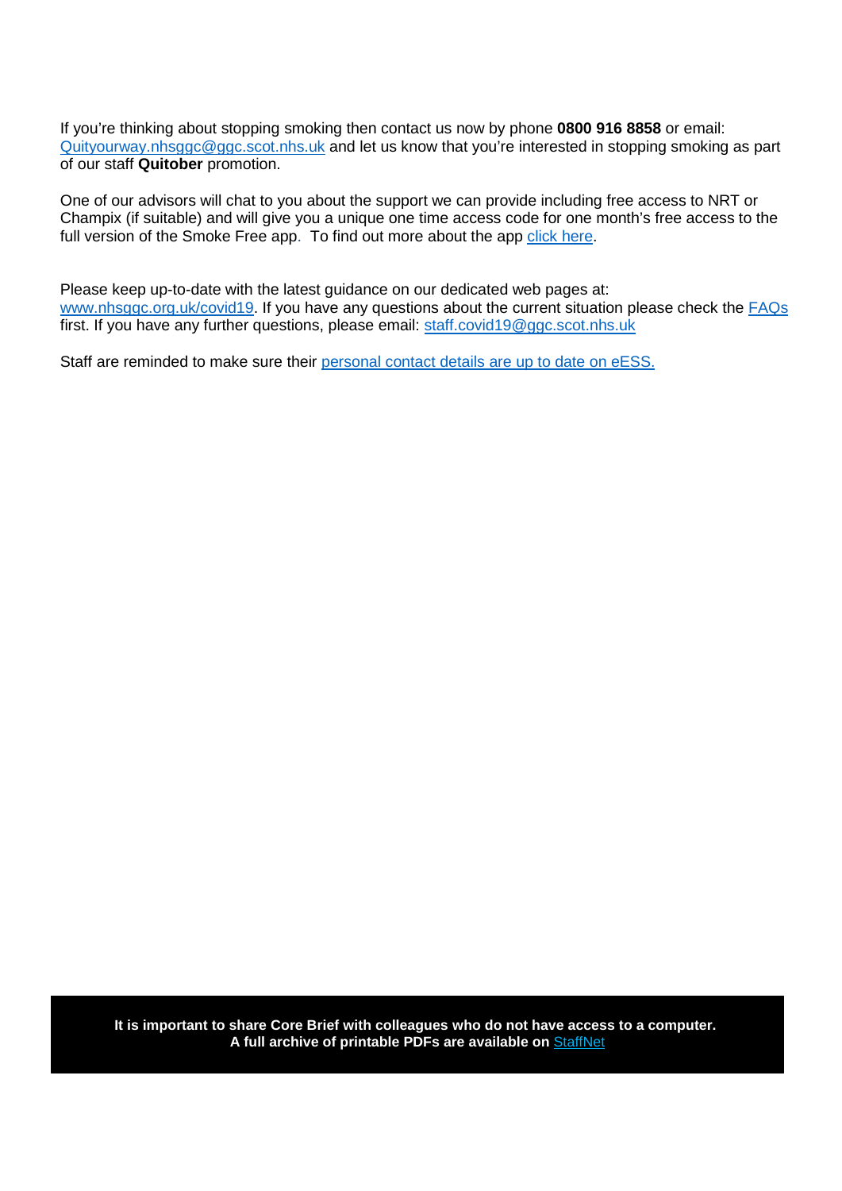If you're thinking about stopping smoking then contact us now by phone **0800 916 8858** or email: Quityourway.nhsggc@ggc.scot.nhs.uk and let us know that you're interested in stopping smoking as part of our staff **Quitober** promotion.

One of our advisors will chat to you about the support we can provide including free access to NRT or Champix (if suitable) and will give you a unique one time access code for one month's free access to the full version of the Smoke Free app. To find out more about the app click here.

Please keep up-to-date with the latest guidance on our dedicated web pages at: www.nhsggc.org.uk/covid19. If you have any questions about the current situation please check the FAQs first. If you have any further questions, please email: staff.covid19@ggc.scot.nhs.uk

Staff are reminded to make sure their personal contact details are up to date on eESS.

**It is important to share Core Brief with colleagues who do not have access to a computer. A full archive of printable PDFs are available on** StaffNet